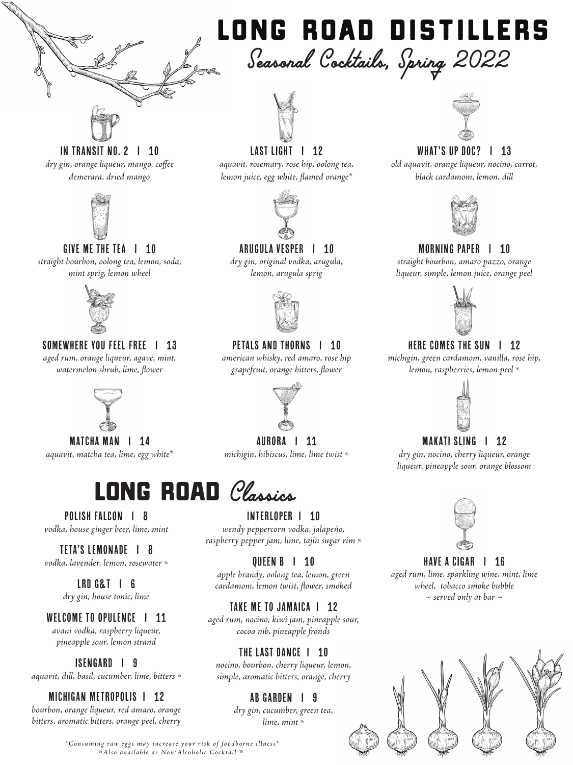# LONG ROAD DISTILLERS

## Seasonal Cocktails, Spring 2022

### IN TRANSIT NO. 2 | 10
*dry gin, orange liqueur, mango, coffee demerara, dried mango*

### LAST LIGHT | 12
*aquavit, rosemary, rose hip, oolong tea, lemon juice, egg white, flamed orange**

### WHAT'S UP DOC? | 13
*old aquavit, orange liqueur, nocino, carrot, black cardamom, lemon, dill*

### GIVE ME THE TEA | 10
*straight bourbon, oolong tea, lemon, soda, mint sprig, lemon wheel*

### ARUGULA VESPER | 10
*dry gin, original vodka, arugula, lemon, arugula sprig*

### MORNING PAPER | 10
*straight bourbon, amaro pazzo, orange liqueur, simple, lemon juice, orange peel*

### SOMEWHERE YOU FEEL FREE | 13
*aged rum, orange liqueur, agave, mint, watermelon shrub, lime, flower*

### PETALS AND THORNS | 10
*american whisky, red amaro, rose hip grapefruit, orange bitters, flower*

### HERE COMES THE SUN | 12
*michigin, green cardamom, vanilla, rose hip, lemon, raspberries, lemon peel* %

### MATCHA MAN | 14
*aquavit, matcha tea, lime, egg white**

### AURORA | 11
*michigin, hibiscus, lime, lime twist* %

### MAKATI SLING | 12
*dry gin, nocino, cherry liqueur, orange liqueur, pineapple sour, orange blossom*

## LONG ROAD Classics

### POLISH FALCON | 8
*vodka, house ginger beer, lime, mint*

### TETA'S LEMONADE | 8
*vodka, lavender, lemon, rosewater* %

### LRD G&T | 6
*dry gin, house tonic, lime*

### WELCOME TO OPULENCE | 11
*avani vodka, raspberry liqueur, pineapple sour, lemon strand*

### ISENGARD | 9
*aquavit, dill, basil, cucumber, lime, bitters* %

### MICHIGAN METROPOLIS | 12
*bourbon, orange liqueur, red amaro, orange bitters, aromatic bitters, orange peel, cherry*

### INTERLOPER | 10
*wendy peppercorn vodka, jalapeño, raspberry pepper jam, lime, tajin sugar rim* %

### QUEEN B | 10
*apple brandy, oolong tea, lemon, green cardamom, lemon twist, flower, smoked*

### TAKE ME TO JAMAICA | 12
*aged rum, nocino, kiwi jam, pineapple sour, cocoa nib, pineapple fronds*

### THE LAST DANCE | 10
*nocino, bourbon, cherry liqueur, lemon, simple, aromatic bitters, orange, cherry*

### AB GARDEN | 9
*dry gin, cucumber, green tea, lime, mint* %

### HAVE A CIGAR | 16
*aged rum, lime, sparkling wine, mint, lime wheel, tobacco smoke bubble*
*~ served only at bar ~*

*Consuming raw eggs may increase your risk of foodborne illness*
%Also available as Non-Alcoholic Cocktail %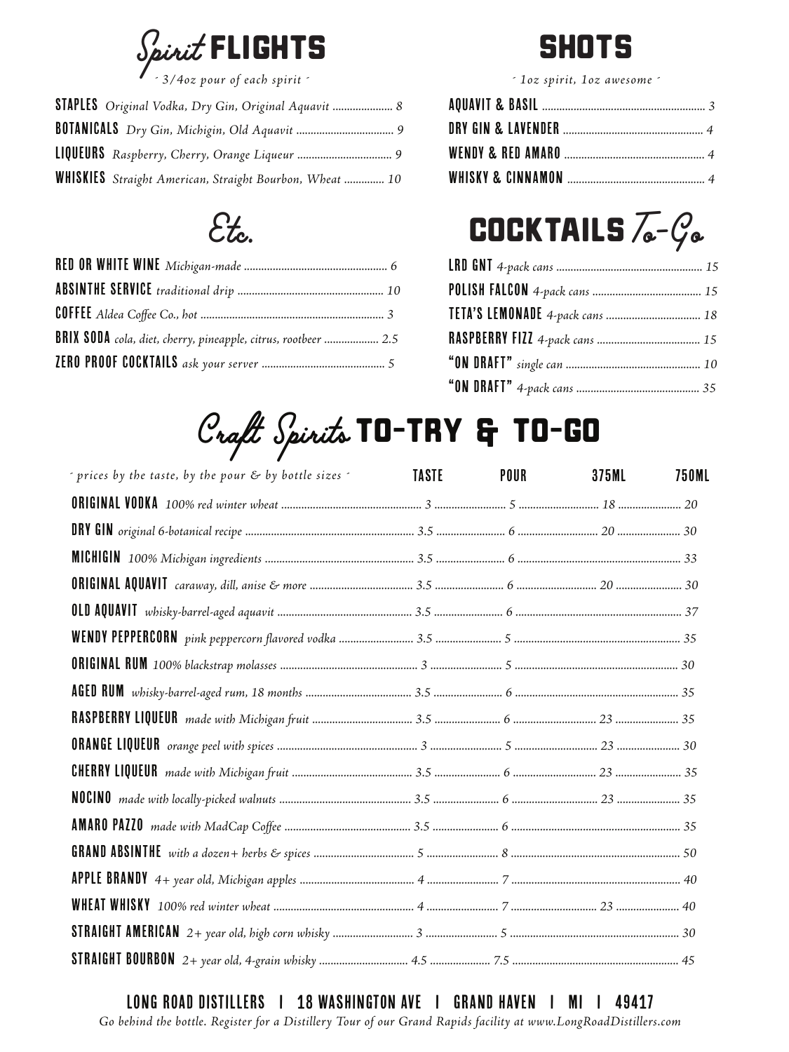## *Spirit* FLIGHTS

*- 3/4oz pour of each spirit -*

| | | |
|---|---|---|
| **STAPLES** | *Original Vodka, Dry Gin, Original Aquavit* | 8 |
| **BOTANICALS** | *Dry Gin, Michigin, Old Aquavit* | 9 |
| **LIQUEURS** | *Raspberry, Cherry, Orange Liqueur* | 9 |
| **WHISKIES** | *Straight American, Straight Bourbon, Wheat* | 10 |

## SHOTS

*- 1oz spirit, 1oz awesome -*

| | |
|---|---|
| **AQUAVIT & BASIL** | 3 |
| **DRY GIN & LAVENDER** | 4 |
| **WENDY & RED AMARO** | 4 |
| **WHISKY & CINNAMON** | 4 |

## *Etc.*

| | | |
|---|---|---|
| **RED OR WHITE WINE** | *Michigan-made* | 6 |
| **ABSINTHE SERVICE** | *traditional drip* | 10 |
| **COFFEE** | *Aldea Coffee Co., hot* | 3 |
| **BRIX SODA** | *cola, diet, cherry, pineapple, citrus, rootbeer* | 2.5 |
| **ZERO PROOF COCKTAILS** | *ask your server* | 5 |

## COCKTAILS *To-Go*

| | | |
|---|---|---|
| **LRD GNT** | *4-pack cans* | 15 |
| **POLISH FALCON** | *4-pack cans* | 15 |
| **TETA'S LEMONADE** | *4-pack cans* | 18 |
| **RASPBERRY FIZZ** | *4-pack cans* | 15 |
| **"ON DRAFT"** | *single can* | 10 |
| **"ON DRAFT"** | *4-pack cans* | 35 |

## *Craft Spirits* TO-TRY & TO-GO

| *- prices by the taste, by the pour & by bottle sizes -* | TASTE | POUR | 375ML | 750ML |
|---|---|---|---|---|
| **ORIGINAL VODKA** *100% red winter wheat* | 3 | 5 | 18 | 20 |
| **DRY GIN** *original 6-botanical recipe* | 3.5 | 6 | 20 | 30 |
| **MICHIGIN** *100% Michigan ingredients* | 3.5 | 6 | | 33 |
| **ORIGINAL AQUAVIT** *caraway, dill, anise & more* | 3.5 | 6 | 20 | 30 |
| **OLD AQUAVIT** *whisky-barrel-aged aquavit* | 3.5 | 6 | | 37 |
| **WENDY PEPPERCORN** *pink peppercorn flavored vodka* | 3.5 | 5 | | 35 |
| **ORIGINAL RUM** *100% blackstrap molasses* | 3 | 5 | | 30 |
| **AGED RUM** *whisky-barrel-aged rum, 18 months* | 3.5 | 6 | | 35 |
| **RASPBERRY LIQUEUR** *made with Michigan fruit* | 3.5 | 6 | 23 | 35 |
| **ORANGE LIQUEUR** *orange peel with spices* | 3 | 5 | 23 | 30 |
| **CHERRY LIQUEUR** *made with Michigan fruit* | 3.5 | 6 | 23 | 35 |
| **NOCINO** *made with locally-picked walnuts* | 3.5 | 6 | 23 | 35 |
| **AMARO PAZZO** *made with MadCap Coffee* | 3.5 | 6 | | 35 |
| **GRAND ABSINTHE** *with a dozen+ herbs & spices* | 5 | 8 | | 50 |
| **APPLE BRANDY** *4+ year old, Michigan apples* | 4 | 7 | | 40 |
| **WHEAT WHISKY** *100% red winter wheat* | 4 | 7 | 23 | 40 |
| **STRAIGHT AMERICAN** *2+ year old, high corn whisky* | 3 | 5 | | 30 |
| **STRAIGHT BOURBON** *2+ year old, 4-grain whisky* | 4.5 | 7.5 | | 45 |

**LONG ROAD DISTILLERS | 18 WASHINGTON AVE | GRAND HAVEN | MI | 49417**

*Go behind the bottle. Register for a Distillery Tour of our Grand Rapids facility at www.LongRoadDistillers.com*